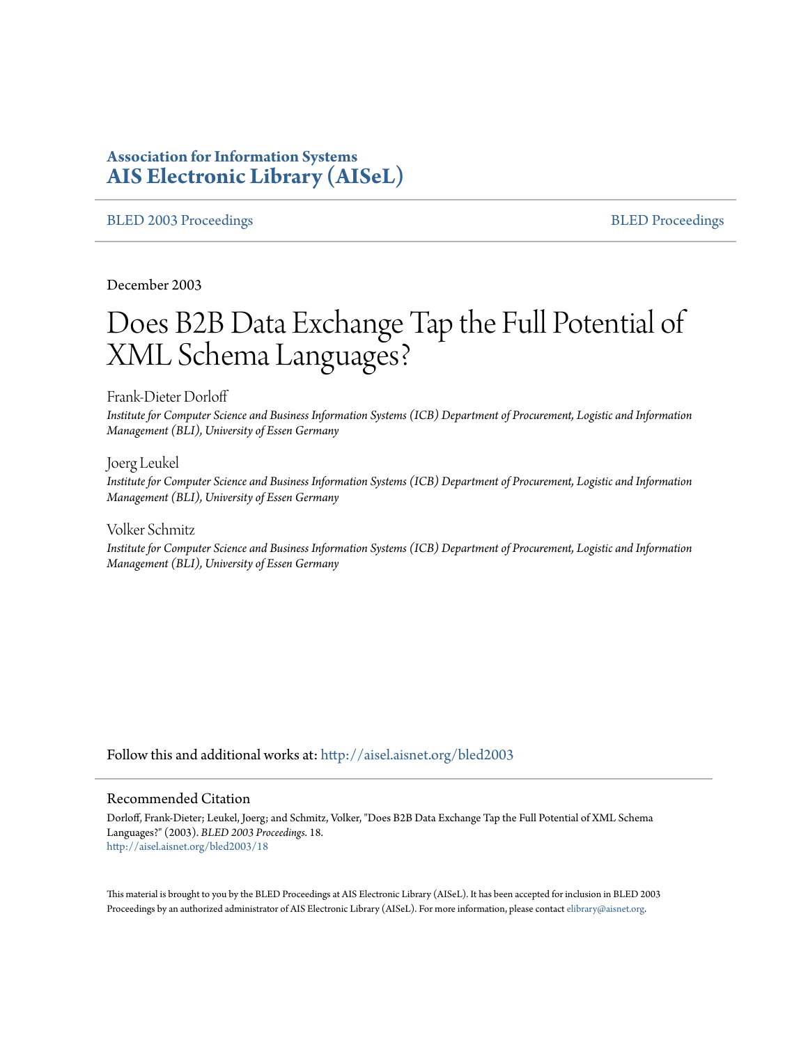**Association for Information Systems**
**AIS Electronic Library (AISeL)**

BLED 2003 Proceedings — BLED Proceedings

December 2003

# Does B2B Data Exchange Tap the Full Potential of XML Schema Languages?

Frank-Dieter Dorloff
*Institute for Computer Science and Business Information Systems (ICB) Department of Procurement, Logistic and Information Management (BLI), University of Essen Germany*

Joerg Leukel
*Institute for Computer Science and Business Information Systems (ICB) Department of Procurement, Logistic and Information Management (BLI), University of Essen Germany*

Volker Schmitz
*Institute for Computer Science and Business Information Systems (ICB) Department of Procurement, Logistic and Information Management (BLI), University of Essen Germany*

Follow this and additional works at: http://aisel.aisnet.org/bled2003

## Recommended Citation

Dorloff, Frank-Dieter; Leukel, Joerg; and Schmitz, Volker, "Does B2B Data Exchange Tap the Full Potential of XML Schema Languages?" (2003). *BLED 2003 Proceedings*. 18.
http://aisel.aisnet.org/bled2003/18

This material is brought to you by the BLED Proceedings at AIS Electronic Library (AISeL). It has been accepted for inclusion in BLED 2003 Proceedings by an authorized administrator of AIS Electronic Library (AISeL). For more information, please contact elibrary@aisnet.org.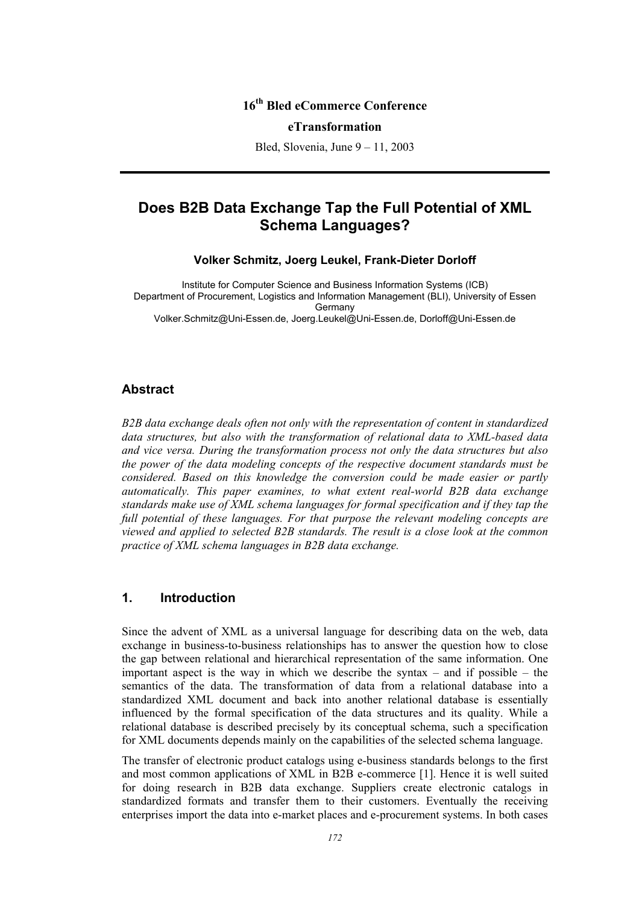16th Bled eCommerce Conference

eTransformation

Bled, Slovenia, June 9 – 11, 2003

# Does B2B Data Exchange Tap the Full Potential of XML Schema Languages?

**Volker Schmitz, Joerg Leukel, Frank-Dieter Dorloff**

Institute for Computer Science and Business Information Systems (ICB)
Department of Procurement, Logistics and Information Management (BLI), University of Essen
Germany
Volker.Schmitz@Uni-Essen.de, Joerg.Leukel@Uni-Essen.de, Dorloff@Uni-Essen.de

## Abstract

*B2B data exchange deals often not only with the representation of content in standardized data structures, but also with the transformation of relational data to XML-based data and vice versa. During the transformation process not only the data structures but also the power of the data modeling concepts of the respective document standards must be considered. Based on this knowledge the conversion could be made easier or partly automatically. This paper examines, to what extent real-world B2B data exchange standards make use of XML schema languages for formal specification and if they tap the full potential of these languages. For that purpose the relevant modeling concepts are viewed and applied to selected B2B standards. The result is a close look at the common practice of XML schema languages in B2B data exchange.*

## 1. Introduction

Since the advent of XML as a universal language for describing data on the web, data exchange in business-to-business relationships has to answer the question how to close the gap between relational and hierarchical representation of the same information. One important aspect is the way in which we describe the syntax – and if possible – the semantics of the data. The transformation of data from a relational database into a standardized XML document and back into another relational database is essentially influenced by the formal specification of the data structures and its quality. While a relational database is described precisely by its conceptual schema, such a specification for XML documents depends mainly on the capabilities of the selected schema language.

The transfer of electronic product catalogs using e-business standards belongs to the first and most common applications of XML in B2B e-commerce [1]. Hence it is well suited for doing research in B2B data exchange. Suppliers create electronic catalogs in standardized formats and transfer them to their customers. Eventually the receiving enterprises import the data into e-market places and e-procurement systems. In both cases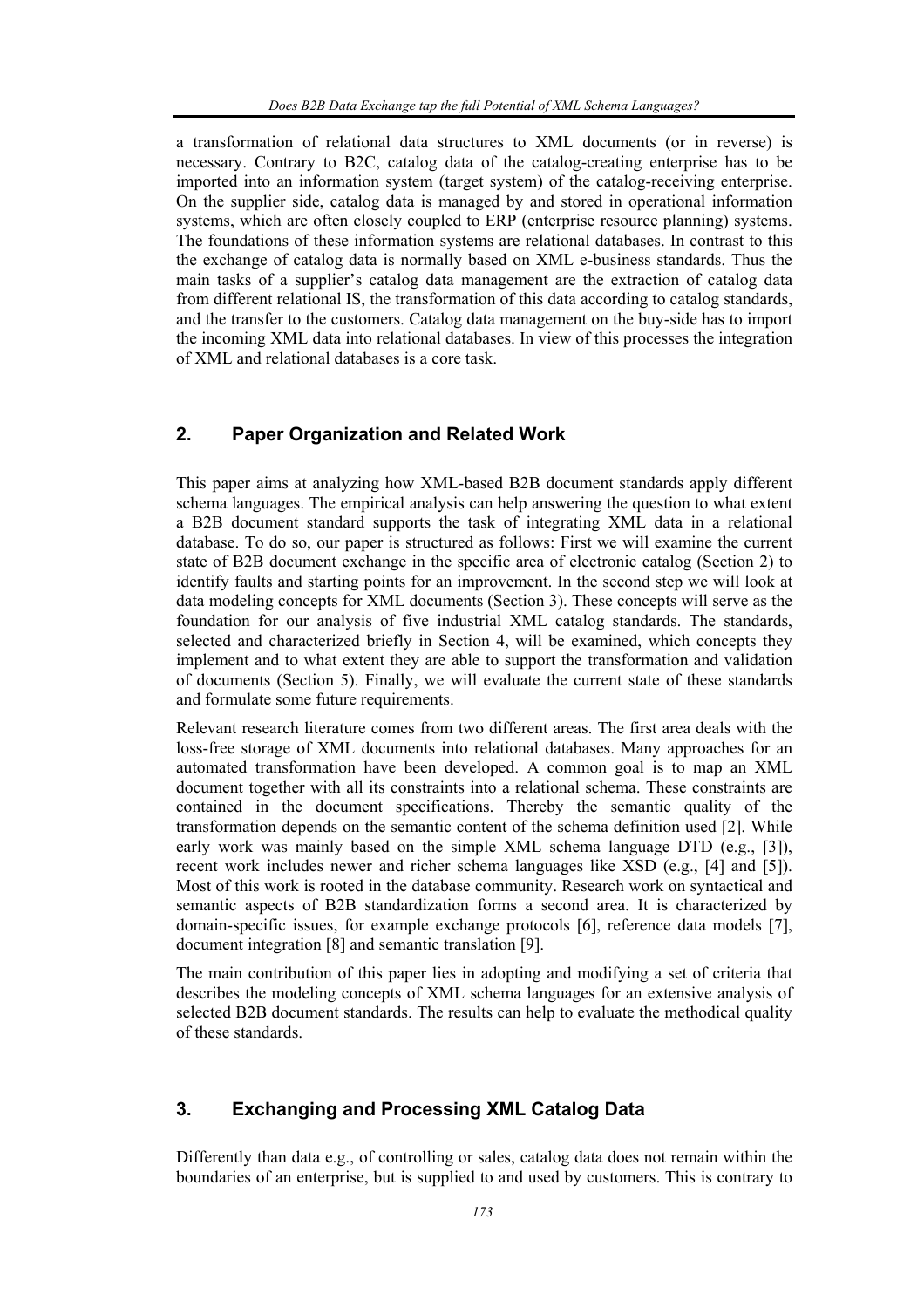a transformation of relational data structures to XML documents (or in reverse) is necessary. Contrary to B2C, catalog data of the catalog-creating enterprise has to be imported into an information system (target system) of the catalog-receiving enterprise. On the supplier side, catalog data is managed by and stored in operational information systems, which are often closely coupled to ERP (enterprise resource planning) systems. The foundations of these information systems are relational databases. In contrast to this the exchange of catalog data is normally based on XML e-business standards. Thus the main tasks of a supplier's catalog data management are the extraction of catalog data from different relational IS, the transformation of this data according to catalog standards, and the transfer to the customers. Catalog data management on the buy-side has to import the incoming XML data into relational databases. In view of this processes the integration of XML and relational databases is a core task.

## 2. Paper Organization and Related Work

This paper aims at analyzing how XML-based B2B document standards apply different schema languages. The empirical analysis can help answering the question to what extent a B2B document standard supports the task of integrating XML data in a relational database. To do so, our paper is structured as follows: First we will examine the current state of B2B document exchange in the specific area of electronic catalog (Section 2) to identify faults and starting points for an improvement. In the second step we will look at data modeling concepts for XML documents (Section 3). These concepts will serve as the foundation for our analysis of five industrial XML catalog standards. The standards, selected and characterized briefly in Section 4, will be examined, which concepts they implement and to what extent they are able to support the transformation and validation of documents (Section 5). Finally, we will evaluate the current state of these standards and formulate some future requirements.

Relevant research literature comes from two different areas. The first area deals with the loss-free storage of XML documents into relational databases. Many approaches for an automated transformation have been developed. A common goal is to map an XML document together with all its constraints into a relational schema. These constraints are contained in the document specifications. Thereby the semantic quality of the transformation depends on the semantic content of the schema definition used [2]. While early work was mainly based on the simple XML schema language DTD (e.g., [3]), recent work includes newer and richer schema languages like XSD (e.g., [4] and [5]). Most of this work is rooted in the database community. Research work on syntactical and semantic aspects of B2B standardization forms a second area. It is characterized by domain-specific issues, for example exchange protocols [6], reference data models [7], document integration [8] and semantic translation [9].

The main contribution of this paper lies in adopting and modifying a set of criteria that describes the modeling concepts of XML schema languages for an extensive analysis of selected B2B document standards. The results can help to evaluate the methodical quality of these standards.

## 3. Exchanging and Processing XML Catalog Data

Differently than data e.g., of controlling or sales, catalog data does not remain within the boundaries of an enterprise, but is supplied to and used by customers. This is contrary to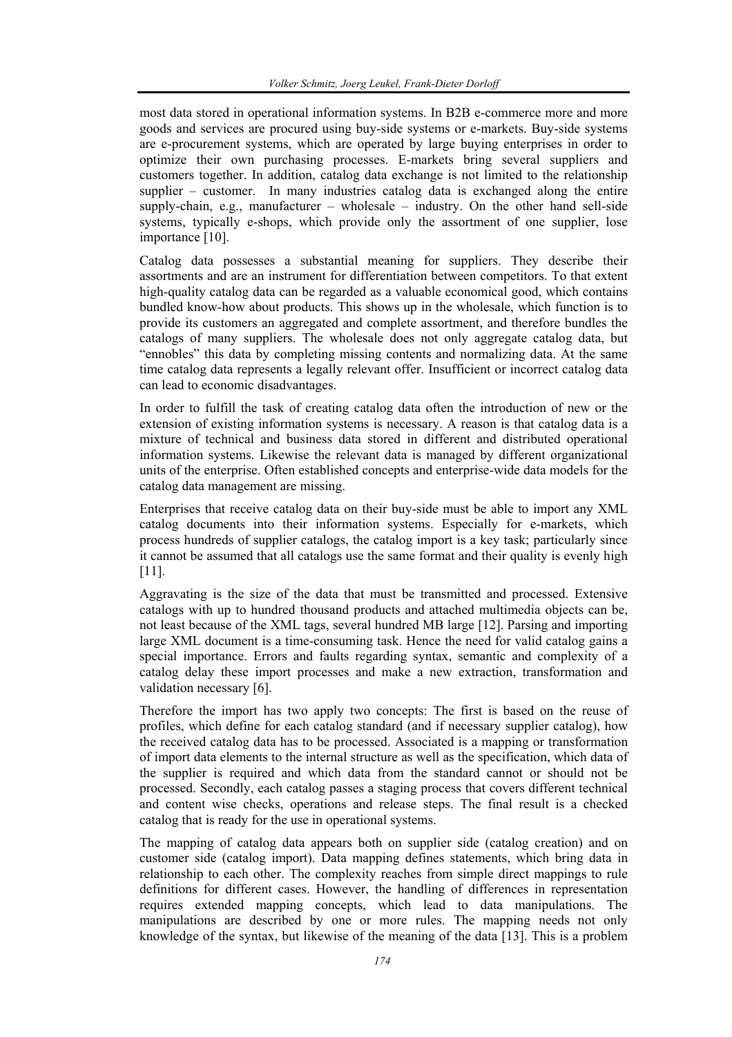most data stored in operational information systems. In B2B e-commerce more and more goods and services are procured using buy-side systems or e-markets. Buy-side systems are e-procurement systems, which are operated by large buying enterprises in order to optimize their own purchasing processes. E-markets bring several suppliers and customers together. In addition, catalog data exchange is not limited to the relationship supplier – customer. In many industries catalog data is exchanged along the entire supply-chain, e.g., manufacturer – wholesale – industry. On the other hand sell-side systems, typically e-shops, which provide only the assortment of one supplier, lose importance [10].

Catalog data possesses a substantial meaning for suppliers. They describe their assortments and are an instrument for differentiation between competitors. To that extent high-quality catalog data can be regarded as a valuable economical good, which contains bundled know-how about products. This shows up in the wholesale, which function is to provide its customers an aggregated and complete assortment, and therefore bundles the catalogs of many suppliers. The wholesale does not only aggregate catalog data, but "ennobles" this data by completing missing contents and normalizing data. At the same time catalog data represents a legally relevant offer. Insufficient or incorrect catalog data can lead to economic disadvantages.

In order to fulfill the task of creating catalog data often the introduction of new or the extension of existing information systems is necessary. A reason is that catalog data is a mixture of technical and business data stored in different and distributed operational information systems. Likewise the relevant data is managed by different organizational units of the enterprise. Often established concepts and enterprise-wide data models for the catalog data management are missing.

Enterprises that receive catalog data on their buy-side must be able to import any XML catalog documents into their information systems. Especially for e-markets, which process hundreds of supplier catalogs, the catalog import is a key task; particularly since it cannot be assumed that all catalogs use the same format and their quality is evenly high [11].

Aggravating is the size of the data that must be transmitted and processed. Extensive catalogs with up to hundred thousand products and attached multimedia objects can be, not least because of the XML tags, several hundred MB large [12]. Parsing and importing large XML document is a time-consuming task. Hence the need for valid catalog gains a special importance. Errors and faults regarding syntax, semantic and complexity of a catalog delay these import processes and make a new extraction, transformation and validation necessary [6].

Therefore the import has two apply two concepts: The first is based on the reuse of profiles, which define for each catalog standard (and if necessary supplier catalog), how the received catalog data has to be processed. Associated is a mapping or transformation of import data elements to the internal structure as well as the specification, which data of the supplier is required and which data from the standard cannot or should not be processed. Secondly, each catalog passes a staging process that covers different technical and content wise checks, operations and release steps. The final result is a checked catalog that is ready for the use in operational systems.

The mapping of catalog data appears both on supplier side (catalog creation) and on customer side (catalog import). Data mapping defines statements, which bring data in relationship to each other. The complexity reaches from simple direct mappings to rule definitions for different cases. However, the handling of differences in representation requires extended mapping concepts, which lead to data manipulations. The manipulations are described by one or more rules. The mapping needs not only knowledge of the syntax, but likewise of the meaning of the data [13]. This is a problem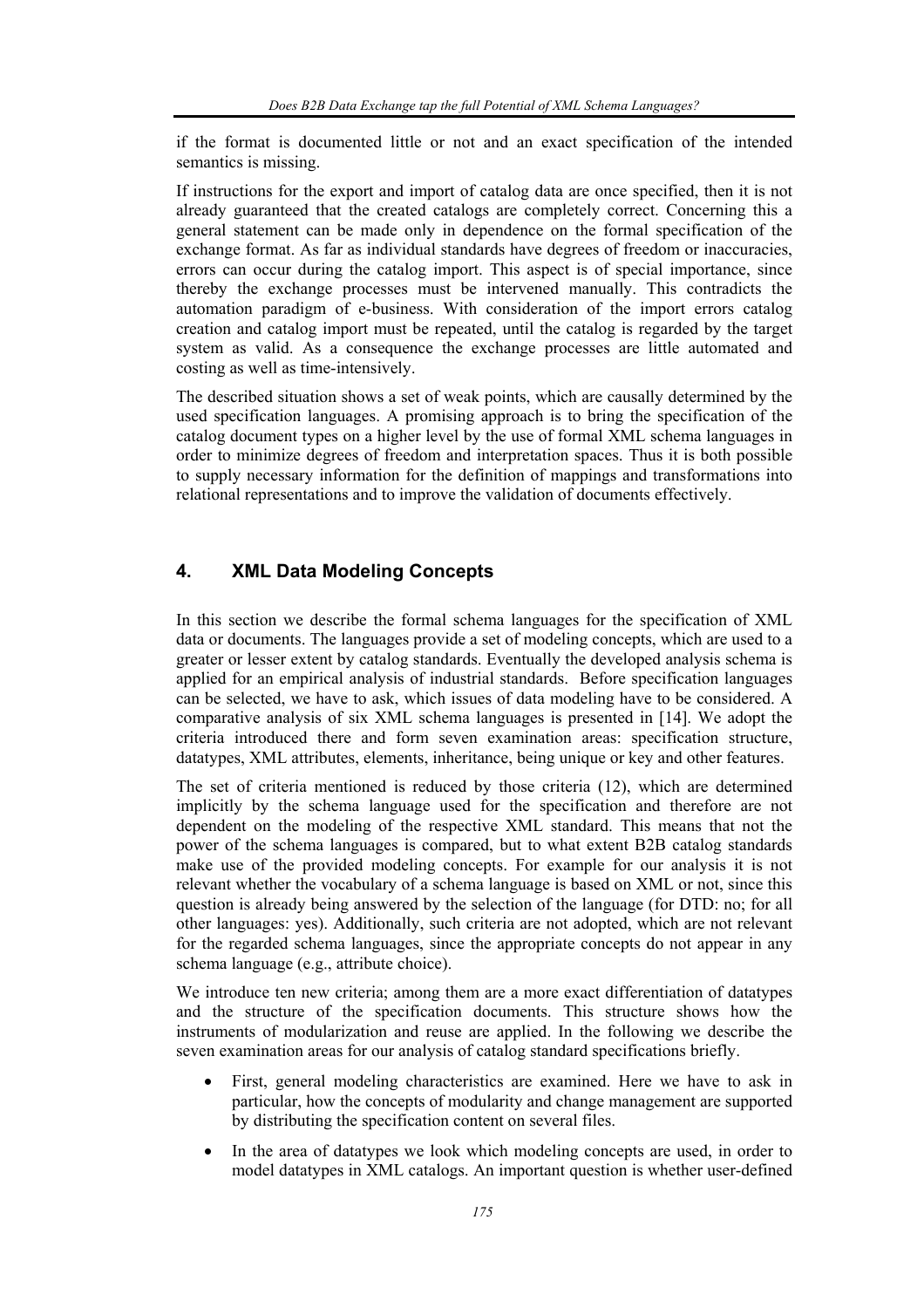if the format is documented little or not and an exact specification of the intended semantics is missing.

If instructions for the export and import of catalog data are once specified, then it is not already guaranteed that the created catalogs are completely correct. Concerning this a general statement can be made only in dependence on the formal specification of the exchange format. As far as individual standards have degrees of freedom or inaccuracies, errors can occur during the catalog import. This aspect is of special importance, since thereby the exchange processes must be intervened manually. This contradicts the automation paradigm of e-business. With consideration of the import errors catalog creation and catalog import must be repeated, until the catalog is regarded by the target system as valid. As a consequence the exchange processes are little automated and costing as well as time-intensively.

The described situation shows a set of weak points, which are causally determined by the used specification languages. A promising approach is to bring the specification of the catalog document types on a higher level by the use of formal XML schema languages in order to minimize degrees of freedom and interpretation spaces. Thus it is both possible to supply necessary information for the definition of mappings and transformations into relational representations and to improve the validation of documents effectively.

## 4. XML Data Modeling Concepts

In this section we describe the formal schema languages for the specification of XML data or documents. The languages provide a set of modeling concepts, which are used to a greater or lesser extent by catalog standards. Eventually the developed analysis schema is applied for an empirical analysis of industrial standards. Before specification languages can be selected, we have to ask, which issues of data modeling have to be considered. A comparative analysis of six XML schema languages is presented in [14]. We adopt the criteria introduced there and form seven examination areas: specification structure, datatypes, XML attributes, elements, inheritance, being unique or key and other features.

The set of criteria mentioned is reduced by those criteria (12), which are determined implicitly by the schema language used for the specification and therefore are not dependent on the modeling of the respective XML standard. This means that not the power of the schema languages is compared, but to what extent B2B catalog standards make use of the provided modeling concepts. For example for our analysis it is not relevant whether the vocabulary of a schema language is based on XML or not, since this question is already being answered by the selection of the language (for DTD: no; for all other languages: yes). Additionally, such criteria are not adopted, which are not relevant for the regarded schema languages, since the appropriate concepts do not appear in any schema language (e.g., attribute choice).

We introduce ten new criteria; among them are a more exact differentiation of datatypes and the structure of the specification documents. This structure shows how the instruments of modularization and reuse are applied. In the following we describe the seven examination areas for our analysis of catalog standard specifications briefly.

- First, general modeling characteristics are examined. Here we have to ask in particular, how the concepts of modularity and change management are supported by distributing the specification content on several files.
- In the area of datatypes we look which modeling concepts are used, in order to model datatypes in XML catalogs. An important question is whether user-defined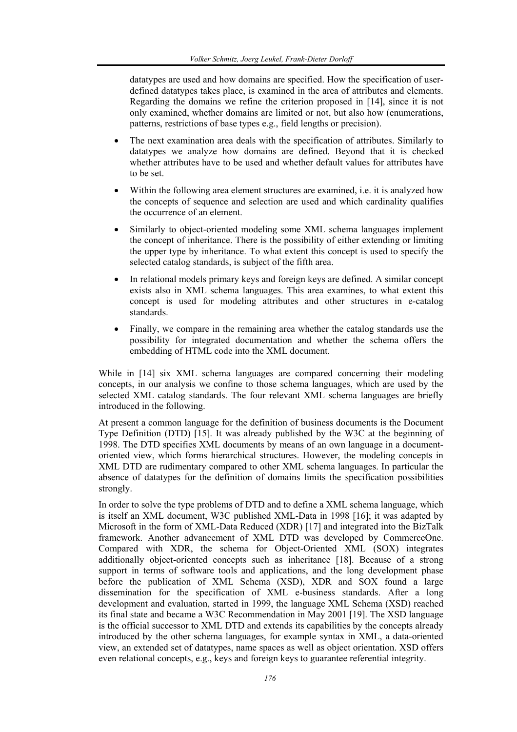datatypes are used and how domains are specified. How the specification of user-defined datatypes takes place, is examined in the area of attributes and elements. Regarding the domains we refine the criterion proposed in [14], since it is not only examined, whether domains are limited or not, but also how (enumerations, patterns, restrictions of base types e.g., field lengths or precision).

- The next examination area deals with the specification of attributes. Similarly to datatypes we analyze how domains are defined. Beyond that it is checked whether attributes have to be used and whether default values for attributes have to be set.
- Within the following area element structures are examined, i.e. it is analyzed how the concepts of sequence and selection are used and which cardinality qualifies the occurrence of an element.
- Similarly to object-oriented modeling some XML schema languages implement the concept of inheritance. There is the possibility of either extending or limiting the upper type by inheritance. To what extent this concept is used to specify the selected catalog standards, is subject of the fifth area.
- In relational models primary keys and foreign keys are defined. A similar concept exists also in XML schema languages. This area examines, to what extent this concept is used for modeling attributes and other structures in e-catalog standards.
- Finally, we compare in the remaining area whether the catalog standards use the possibility for integrated documentation and whether the schema offers the embedding of HTML code into the XML document.

While in [14] six XML schema languages are compared concerning their modeling concepts, in our analysis we confine to those schema languages, which are used by the selected XML catalog standards. The four relevant XML schema languages are briefly introduced in the following.

At present a common language for the definition of business documents is the Document Type Definition (DTD) [15]. It was already published by the W3C at the beginning of 1998. The DTD specifies XML documents by means of an own language in a document-oriented view, which forms hierarchical structures. However, the modeling concepts in XML DTD are rudimentary compared to other XML schema languages. In particular the absence of datatypes for the definition of domains limits the specification possibilities strongly.

In order to solve the type problems of DTD and to define a XML schema language, which is itself an XML document, W3C published XML-Data in 1998 [16]; it was adapted by Microsoft in the form of XML-Data Reduced (XDR) [17] and integrated into the BizTalk framework. Another advancement of XML DTD was developed by CommerceOne. Compared with XDR, the schema for Object-Oriented XML (SOX) integrates additionally object-oriented concepts such as inheritance [18]. Because of a strong support in terms of software tools and applications, and the long development phase before the publication of XML Schema (XSD), XDR and SOX found a large dissemination for the specification of XML e-business standards. After a long development and evaluation, started in 1999, the language XML Schema (XSD) reached its final state and became a W3C Recommendation in May 2001 [19]. The XSD language is the official successor to XML DTD and extends its capabilities by the concepts already introduced by the other schema languages, for example syntax in XML, a data-oriented view, an extended set of datatypes, name spaces as well as object orientation. XSD offers even relational concepts, e.g., keys and foreign keys to guarantee referential integrity.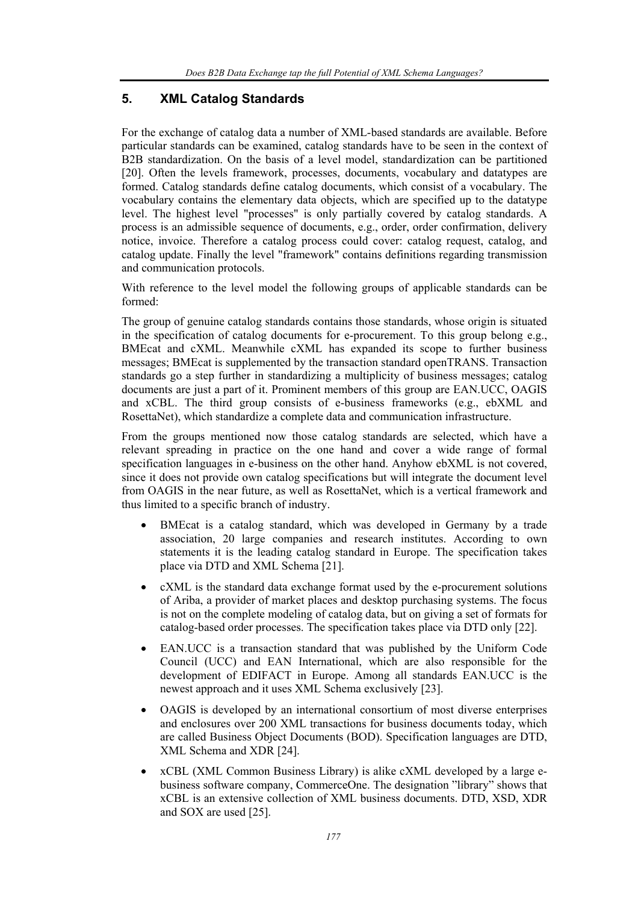## 5. XML Catalog Standards

For the exchange of catalog data a number of XML-based standards are available. Before particular standards can be examined, catalog standards have to be seen in the context of B2B standardization. On the basis of a level model, standardization can be partitioned [20]. Often the levels framework, processes, documents, vocabulary and datatypes are formed. Catalog standards define catalog documents, which consist of a vocabulary. The vocabulary contains the elementary data objects, which are specified up to the datatype level. The highest level "processes" is only partially covered by catalog standards. A process is an admissible sequence of documents, e.g., order, order confirmation, delivery notice, invoice. Therefore a catalog process could cover: catalog request, catalog, and catalog update. Finally the level "framework" contains definitions regarding transmission and communication protocols.

With reference to the level model the following groups of applicable standards can be formed:

The group of genuine catalog standards contains those standards, whose origin is situated in the specification of catalog documents for e-procurement. To this group belong e.g., BMEcat and cXML. Meanwhile cXML has expanded its scope to further business messages; BMEcat is supplemented by the transaction standard openTRANS. Transaction standards go a step further in standardizing a multiplicity of business messages; catalog documents are just a part of it. Prominent members of this group are EAN.UCC, OAGIS and xCBL. The third group consists of e-business frameworks (e.g., ebXML and RosettaNet), which standardize a complete data and communication infrastructure.

From the groups mentioned now those catalog standards are selected, which have a relevant spreading in practice on the one hand and cover a wide range of formal specification languages in e-business on the other hand. Anyhow ebXML is not covered, since it does not provide own catalog specifications but will integrate the document level from OAGIS in the near future, as well as RosettaNet, which is a vertical framework and thus limited to a specific branch of industry.

- BMEcat is a catalog standard, which was developed in Germany by a trade association, 20 large companies and research institutes. According to own statements it is the leading catalog standard in Europe. The specification takes place via DTD and XML Schema [21].
- cXML is the standard data exchange format used by the e-procurement solutions of Ariba, a provider of market places and desktop purchasing systems. The focus is not on the complete modeling of catalog data, but on giving a set of formats for catalog-based order processes. The specification takes place via DTD only [22].
- EAN.UCC is a transaction standard that was published by the Uniform Code Council (UCC) and EAN International, which are also responsible for the development of EDIFACT in Europe. Among all standards EAN.UCC is the newest approach and it uses XML Schema exclusively [23].
- OAGIS is developed by an international consortium of most diverse enterprises and enclosures over 200 XML transactions for business documents today, which are called Business Object Documents (BOD). Specification languages are DTD, XML Schema and XDR [24].
- xCBL (XML Common Business Library) is alike cXML developed by a large e-business software company, CommerceOne. The designation "library" shows that xCBL is an extensive collection of XML business documents. DTD, XSD, XDR and SOX are used [25].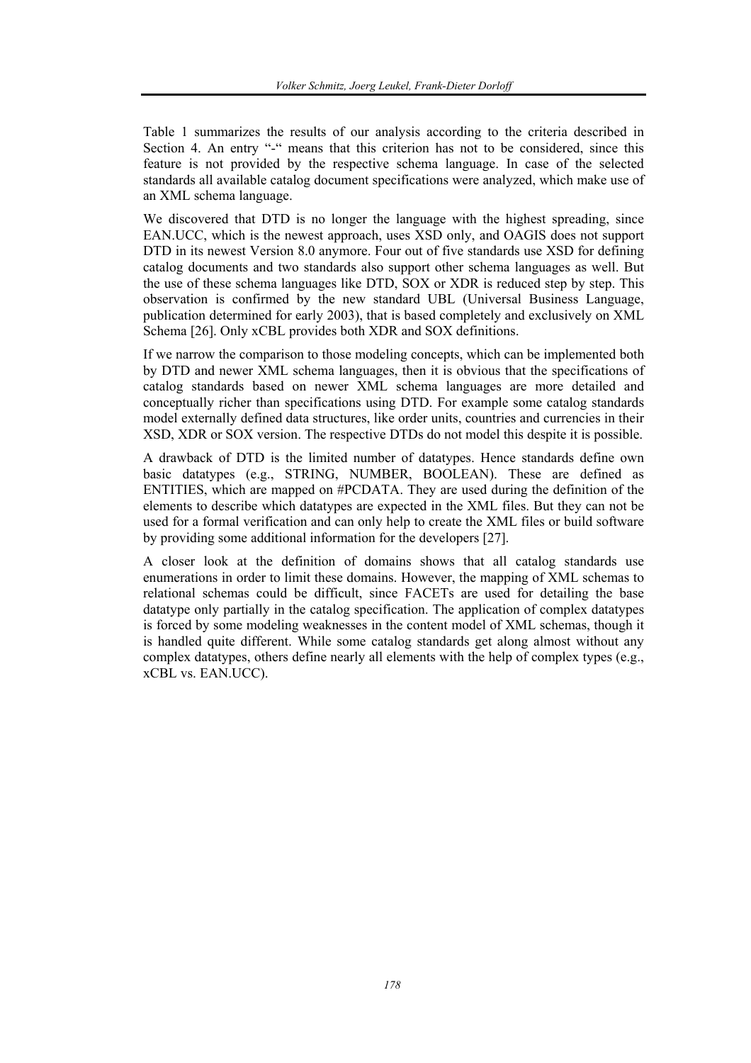Table 1 summarizes the results of our analysis according to the criteria described in Section 4. An entry "-" means that this criterion has not to be considered, since this feature is not provided by the respective schema language. In case of the selected standards all available catalog document specifications were analyzed, which make use of an XML schema language.

We discovered that DTD is no longer the language with the highest spreading, since EAN.UCC, which is the newest approach, uses XSD only, and OAGIS does not support DTD in its newest Version 8.0 anymore. Four out of five standards use XSD for defining catalog documents and two standards also support other schema languages as well. But the use of these schema languages like DTD, SOX or XDR is reduced step by step. This observation is confirmed by the new standard UBL (Universal Business Language, publication determined for early 2003), that is based completely and exclusively on XML Schema [26]. Only xCBL provides both XDR and SOX definitions.

If we narrow the comparison to those modeling concepts, which can be implemented both by DTD and newer XML schema languages, then it is obvious that the specifications of catalog standards based on newer XML schema languages are more detailed and conceptually richer than specifications using DTD. For example some catalog standards model externally defined data structures, like order units, countries and currencies in their XSD, XDR or SOX version. The respective DTDs do not model this despite it is possible.

A drawback of DTD is the limited number of datatypes. Hence standards define own basic datatypes (e.g., STRING, NUMBER, BOOLEAN). These are defined as ENTITIES, which are mapped on #PCDATA. They are used during the definition of the elements to describe which datatypes are expected in the XML files. But they can not be used for a formal verification and can only help to create the XML files or build software by providing some additional information for the developers [27].

A closer look at the definition of domains shows that all catalog standards use enumerations in order to limit these domains. However, the mapping of XML schemas to relational schemas could be difficult, since FACETs are used for detailing the base datatype only partially in the catalog specification. The application of complex datatypes is forced by some modeling weaknesses in the content model of XML schemas, though it is handled quite different. While some catalog standards get along almost without any complex datatypes, others define nearly all elements with the help of complex types (e.g., xCBL vs. EAN.UCC).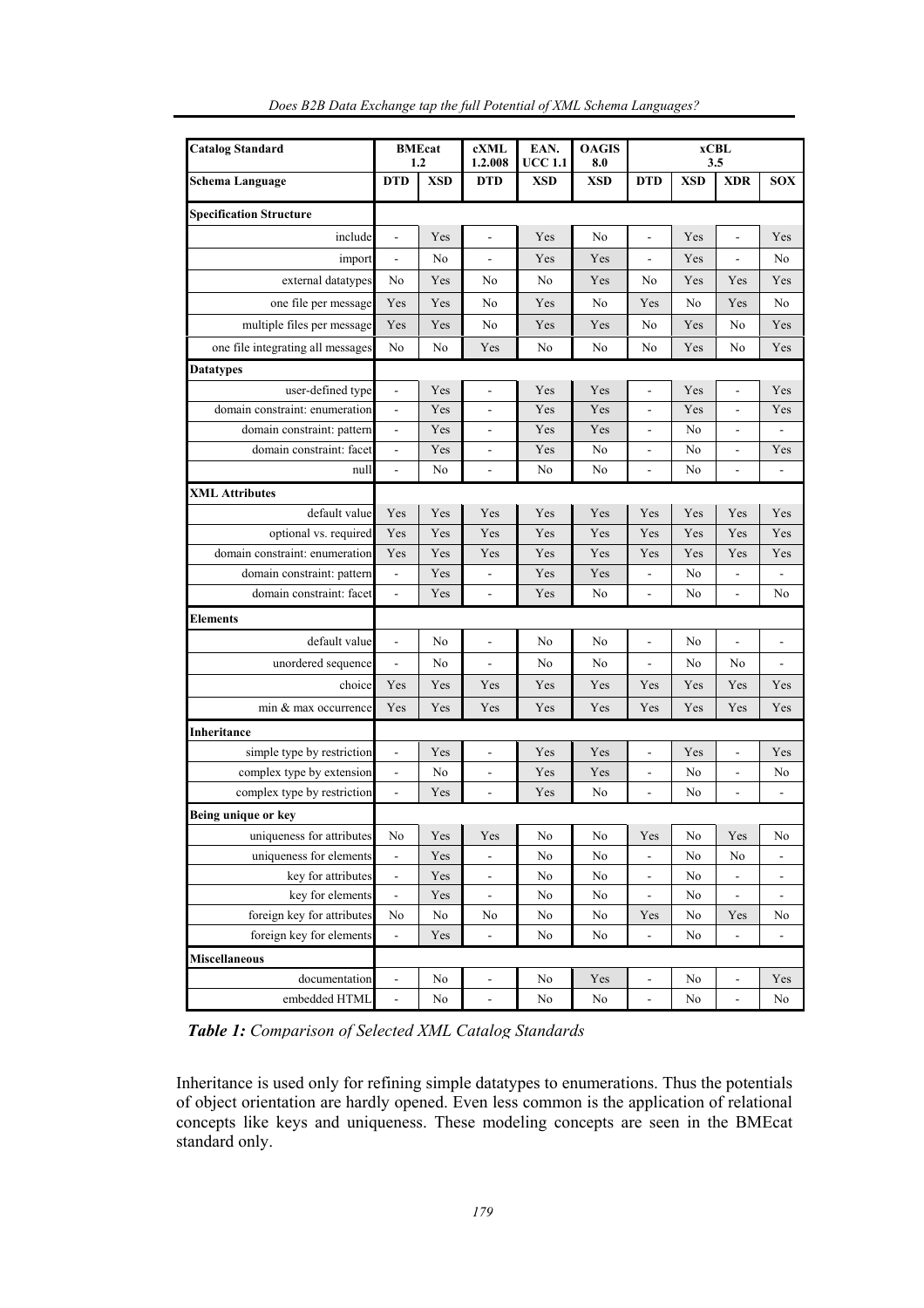| Catalog Standard | BMEcat 1.2 | | cXML 1.2.008 | EAN. UCC 1.1 | OAGIS 8.0 | xCBL 3.5 | | | |
|---|---|---|---|---|---|---|---|---|---|
| **Schema Language** | **DTD** | **XSD** | **DTD** | **XSD** | **XSD** | **DTD** | **XSD** | **XDR** | **SOX** |
| **Specification Structure** | | | | | | | | | |
| include | - | Yes | - | Yes | No | - | Yes | - | Yes |
| import | - | No | - | Yes | Yes | - | Yes | - | No |
| external datatypes | No | Yes | No | No | Yes | No | Yes | Yes | Yes |
| one file per message | Yes | Yes | No | Yes | No | Yes | No | Yes | No |
| multiple files per message | Yes | Yes | No | Yes | Yes | No | Yes | No | Yes |
| one file integrating all messages | No | No | Yes | No | No | No | Yes | No | Yes |
| **Datatypes** | | | | | | | | | |
| user-defined type | - | Yes | - | Yes | Yes | - | Yes | - | Yes |
| domain constraint: enumeration | - | Yes | - | Yes | Yes | - | Yes | - | Yes |
| domain constraint: pattern | - | Yes | - | Yes | Yes | - | No | - | - |
| domain constraint: facet | - | Yes | - | Yes | No | - | No | - | Yes |
| null | - | No | - | No | No | - | No | - | - |
| **XML Attributes** | | | | | | | | | |
| default value | Yes | Yes | Yes | Yes | Yes | Yes | Yes | Yes | Yes |
| optional vs. required | Yes | Yes | Yes | Yes | Yes | Yes | Yes | Yes | Yes |
| domain constraint: enumeration | Yes | Yes | Yes | Yes | Yes | Yes | Yes | Yes | Yes |
| domain constraint: pattern | - | Yes | - | Yes | Yes | - | No | - | - |
| domain constraint: facet | - | Yes | - | Yes | No | - | No | - | No |
| **Elements** | | | | | | | | | |
| default value | - | No | - | No | No | - | No | - | - |
| unordered sequence | - | No | - | No | No | - | No | No | - |
| choice | Yes | Yes | Yes | Yes | Yes | Yes | Yes | Yes | Yes |
| min & max occurrence | Yes | Yes | Yes | Yes | Yes | Yes | Yes | Yes | Yes |
| **Inheritance** | | | | | | | | | |
| simple type by restriction | - | Yes | - | Yes | Yes | - | Yes | - | Yes |
| complex type by extension | - | No | - | Yes | Yes | - | No | - | No |
| complex type by restriction | - | Yes | - | Yes | No | - | No | - | - |
| **Being unique or key** | | | | | | | | | |
| uniqueness for attributes | No | Yes | Yes | No | No | Yes | No | Yes | No |
| uniqueness for elements | - | Yes | - | No | No | - | No | No | - |
| key for attributes | - | Yes | - | No | No | - | No | - | - |
| key for elements | - | Yes | - | No | No | - | No | - | - |
| foreign key for attributes | No | No | No | No | No | Yes | No | Yes | No |
| foreign key for elements | - | Yes | - | No | No | - | No | - | - |
| **Miscellaneous** | | | | | | | | | |
| documentation | - | No | - | No | Yes | - | No | - | Yes |
| embedded HTML | - | No | - | No | No | - | No | - | No |

***Table 1:*** *Comparison of Selected XML Catalog Standards*

Inheritance is used only for refining simple datatypes to enumerations. Thus the potentials of object orientation are hardly opened. Even less common is the application of relational concepts like keys and uniqueness. These modeling concepts are seen in the BMEcat standard only.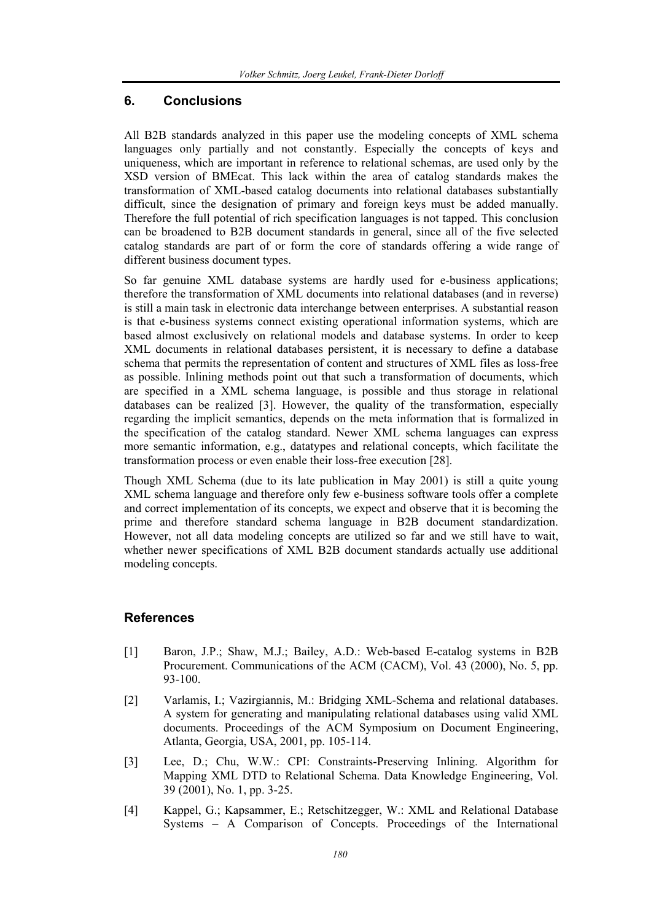## 6. Conclusions

All B2B standards analyzed in this paper use the modeling concepts of XML schema languages only partially and not constantly. Especially the concepts of keys and uniqueness, which are important in reference to relational schemas, are used only by the XSD version of BMEcat. This lack within the area of catalog standards makes the transformation of XML-based catalog documents into relational databases substantially difficult, since the designation of primary and foreign keys must be added manually. Therefore the full potential of rich specification languages is not tapped. This conclusion can be broadened to B2B document standards in general, since all of the five selected catalog standards are part of or form the core of standards offering a wide range of different business document types.

So far genuine XML database systems are hardly used for e-business applications; therefore the transformation of XML documents into relational databases (and in reverse) is still a main task in electronic data interchange between enterprises. A substantial reason is that e-business systems connect existing operational information systems, which are based almost exclusively on relational models and database systems. In order to keep XML documents in relational databases persistent, it is necessary to define a database schema that permits the representation of content and structures of XML files as loss-free as possible. Inlining methods point out that such a transformation of documents, which are specified in a XML schema language, is possible and thus storage in relational databases can be realized [3]. However, the quality of the transformation, especially regarding the implicit semantics, depends on the meta information that is formalized in the specification of the catalog standard. Newer XML schema languages can express more semantic information, e.g., datatypes and relational concepts, which facilitate the transformation process or even enable their loss-free execution [28].

Though XML Schema (due to its late publication in May 2001) is still a quite young XML schema language and therefore only few e-business software tools offer a complete and correct implementation of its concepts, we expect and observe that it is becoming the prime and therefore standard schema language in B2B document standardization. However, not all data modeling concepts are utilized so far and we still have to wait, whether newer specifications of XML B2B document standards actually use additional modeling concepts.

## References

[1] Baron, J.P.; Shaw, M.J.; Bailey, A.D.: Web-based E-catalog systems in B2B Procurement. Communications of the ACM (CACM), Vol. 43 (2000), No. 5, pp. 93-100.

[2] Varlamis, I.; Vazirgiannis, M.: Bridging XML-Schema and relational databases. A system for generating and manipulating relational databases using valid XML documents. Proceedings of the ACM Symposium on Document Engineering, Atlanta, Georgia, USA, 2001, pp. 105-114.

[3] Lee, D.; Chu, W.W.: CPI: Constraints-Preserving Inlining. Algorithm for Mapping XML DTD to Relational Schema. Data Knowledge Engineering, Vol. 39 (2001), No. 1, pp. 3-25.

[4] Kappel, G.; Kapsammer, E.; Retschitzegger, W.: XML and Relational Database Systems – A Comparison of Concepts. Proceedings of the International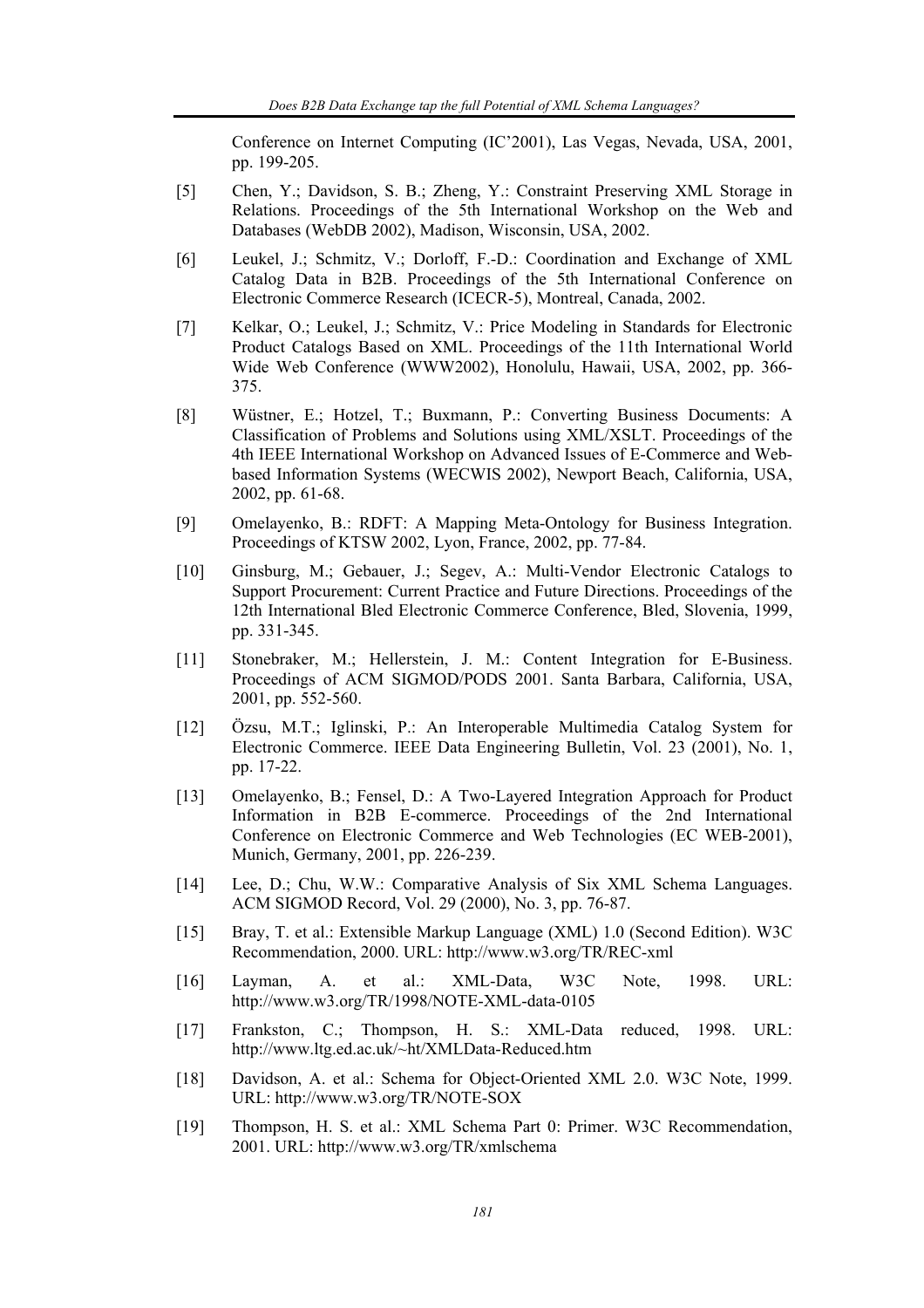Conference on Internet Computing (IC'2001), Las Vegas, Nevada, USA, 2001, pp. 199-205.

[5] Chen, Y.; Davidson, S. B.; Zheng, Y.: Constraint Preserving XML Storage in Relations. Proceedings of the 5th International Workshop on the Web and Databases (WebDB 2002), Madison, Wisconsin, USA, 2002.

[6] Leukel, J.; Schmitz, V.; Dorloff, F.-D.: Coordination and Exchange of XML Catalog Data in B2B. Proceedings of the 5th International Conference on Electronic Commerce Research (ICECR-5), Montreal, Canada, 2002.

[7] Kelkar, O.; Leukel, J.; Schmitz, V.: Price Modeling in Standards for Electronic Product Catalogs Based on XML. Proceedings of the 11th International World Wide Web Conference (WWW2002), Honolulu, Hawaii, USA, 2002, pp. 366-375.

[8] Wüstner, E.; Hotzel, T.; Buxmann, P.: Converting Business Documents: A Classification of Problems and Solutions using XML/XSLT. Proceedings of the 4th IEEE International Workshop on Advanced Issues of E-Commerce and Web-based Information Systems (WECWIS 2002), Newport Beach, California, USA, 2002, pp. 61-68.

[9] Omelayenko, B.: RDFT: A Mapping Meta-Ontology for Business Integration. Proceedings of KTSW 2002, Lyon, France, 2002, pp. 77-84.

[10] Ginsburg, M.; Gebauer, J.; Segev, A.: Multi-Vendor Electronic Catalogs to Support Procurement: Current Practice and Future Directions. Proceedings of the 12th International Bled Electronic Commerce Conference, Bled, Slovenia, 1999, pp. 331-345.

[11] Stonebraker, M.; Hellerstein, J. M.: Content Integration for E-Business. Proceedings of ACM SIGMOD/PODS 2001. Santa Barbara, California, USA, 2001, pp. 552-560.

[12] Özsu, M.T.; Iglinski, P.: An Interoperable Multimedia Catalog System for Electronic Commerce. IEEE Data Engineering Bulletin, Vol. 23 (2001), No. 1, pp. 17-22.

[13] Omelayenko, B.; Fensel, D.: A Two-Layered Integration Approach for Product Information in B2B E-commerce. Proceedings of the 2nd International Conference on Electronic Commerce and Web Technologies (EC WEB-2001), Munich, Germany, 2001, pp. 226-239.

[14] Lee, D.; Chu, W.W.: Comparative Analysis of Six XML Schema Languages. ACM SIGMOD Record, Vol. 29 (2000), No. 3, pp. 76-87.

[15] Bray, T. et al.: Extensible Markup Language (XML) 1.0 (Second Edition). W3C Recommendation, 2000. URL: http://www.w3.org/TR/REC-xml

[16] Layman, A. et al.: XML-Data, W3C Note, 1998. URL: http://www.w3.org/TR/1998/NOTE-XML-data-0105

[17] Frankston, C.; Thompson, H. S.: XML-Data reduced, 1998. URL: http://www.ltg.ed.ac.uk/~ht/XMLData-Reduced.htm

[18] Davidson, A. et al.: Schema for Object-Oriented XML 2.0. W3C Note, 1999. URL: http://www.w3.org/TR/NOTE-SOX

[19] Thompson, H. S. et al.: XML Schema Part 0: Primer. W3C Recommendation, 2001. URL: http://www.w3.org/TR/xmlschema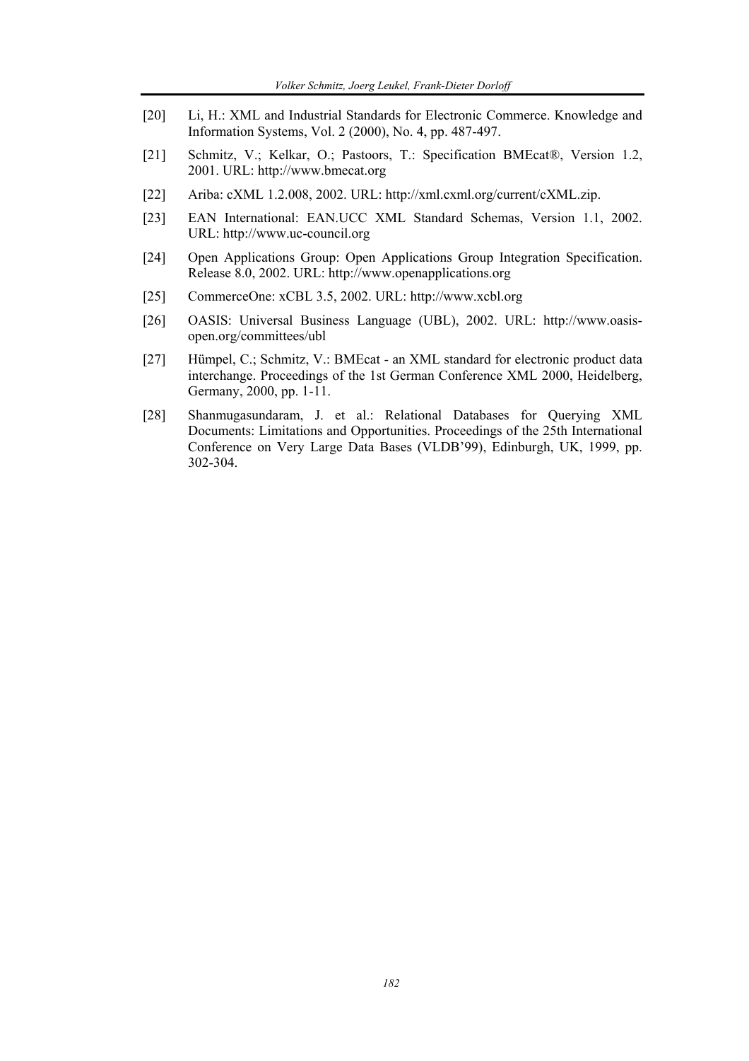[20] Li, H.: XML and Industrial Standards for Electronic Commerce. Knowledge and Information Systems, Vol. 2 (2000), No. 4, pp. 487-497.

[21] Schmitz, V.; Kelkar, O.; Pastoors, T.: Specification BMEcat®, Version 1.2, 2001. URL: http://www.bmecat.org

[22] Ariba: cXML 1.2.008, 2002. URL: http://xml.cxml.org/current/cXML.zip.

[23] EAN International: EAN.UCC XML Standard Schemas, Version 1.1, 2002. URL: http://www.uc-council.org

[24] Open Applications Group: Open Applications Group Integration Specification. Release 8.0, 2002. URL: http://www.openapplications.org

[25] CommerceOne: xCBL 3.5, 2002. URL: http://www.xcbl.org

[26] OASIS: Universal Business Language (UBL), 2002. URL: http://www.oasis-open.org/committees/ubl

[27] Hümpel, C.; Schmitz, V.: BMEcat - an XML standard for electronic product data interchange. Proceedings of the 1st German Conference XML 2000, Heidelberg, Germany, 2000, pp. 1-11.

[28] Shanmugasundaram, J. et al.: Relational Databases for Querying XML Documents: Limitations and Opportunities. Proceedings of the 25th International Conference on Very Large Data Bases (VLDB'99), Edinburgh, UK, 1999, pp. 302-304.